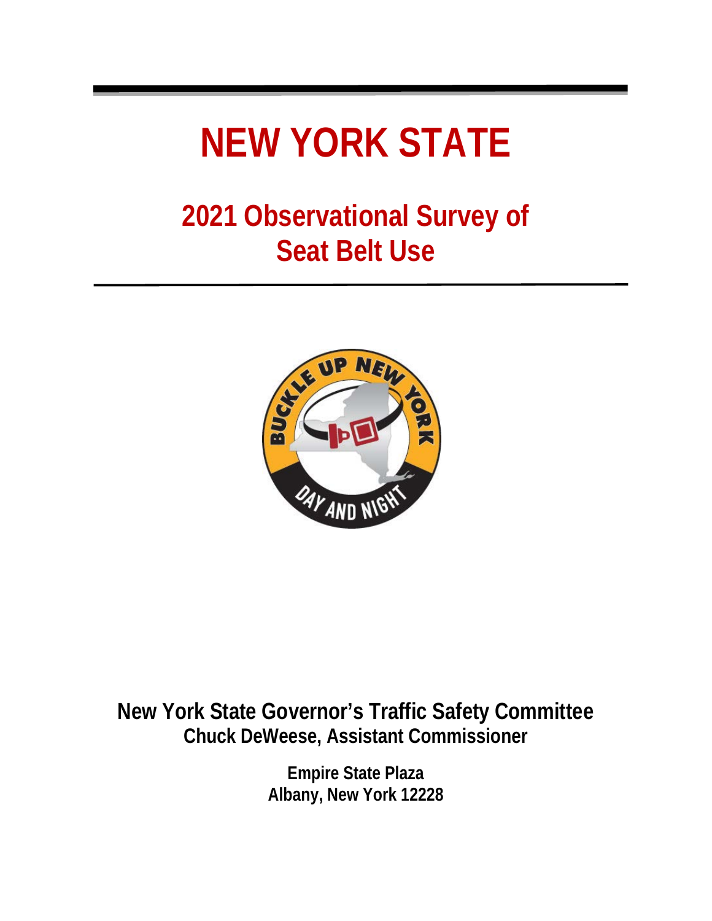# NEW YORK STATE

## 2021 Observational Survey of Seat Belt Use

**New York State Governor's Traffic Safety Committee**
**Chuck DeWeese, Assistant Commissioner**

**Empire State Plaza**
**Albany, New York 12228**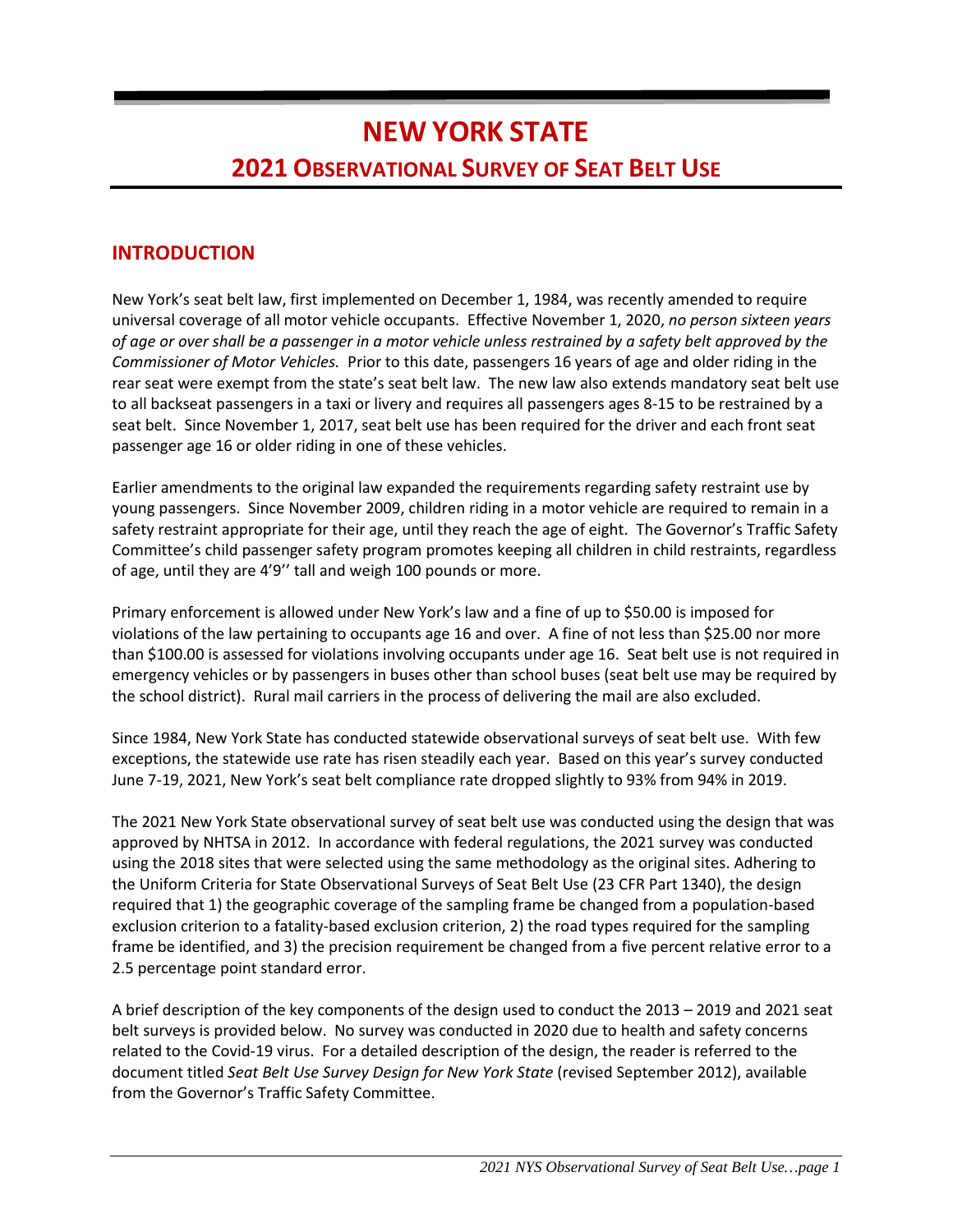# NEW YORK STATE

## 2021 OBSERVATIONAL SURVEY OF SEAT BELT USE

## INTRODUCTION

New York's seat belt law, first implemented on December 1, 1984, was recently amended to require universal coverage of all motor vehicle occupants. Effective November 1, 2020, *no person sixteen years of age or over shall be a passenger in a motor vehicle unless restrained by a safety belt approved by the Commissioner of Motor Vehicles.* Prior to this date, passengers 16 years of age and older riding in the rear seat were exempt from the state's seat belt law. The new law also extends mandatory seat belt use to all backseat passengers in a taxi or livery and requires all passengers ages 8-15 to be restrained by a seat belt. Since November 1, 2017, seat belt use has been required for the driver and each front seat passenger age 16 or older riding in one of these vehicles.

Earlier amendments to the original law expanded the requirements regarding safety restraint use by young passengers. Since November 2009, children riding in a motor vehicle are required to remain in a safety restraint appropriate for their age, until they reach the age of eight. The Governor's Traffic Safety Committee's child passenger safety program promotes keeping all children in child restraints, regardless of age, until they are 4'9'' tall and weigh 100 pounds or more.

Primary enforcement is allowed under New York's law and a fine of up to $50.00 is imposed for violations of the law pertaining to occupants age 16 and over. A fine of not less than $25.00 nor more than $100.00 is assessed for violations involving occupants under age 16. Seat belt use is not required in emergency vehicles or by passengers in buses other than school buses (seat belt use may be required by the school district). Rural mail carriers in the process of delivering the mail are also excluded.

Since 1984, New York State has conducted statewide observational surveys of seat belt use. With few exceptions, the statewide use rate has risen steadily each year. Based on this year's survey conducted June 7-19, 2021, New York's seat belt compliance rate dropped slightly to 93% from 94% in 2019.

The 2021 New York State observational survey of seat belt use was conducted using the design that was approved by NHTSA in 2012. In accordance with federal regulations, the 2021 survey was conducted using the 2018 sites that were selected using the same methodology as the original sites. Adhering to the Uniform Criteria for State Observational Surveys of Seat Belt Use (23 CFR Part 1340), the design required that 1) the geographic coverage of the sampling frame be changed from a population-based exclusion criterion to a fatality-based exclusion criterion, 2) the road types required for the sampling frame be identified, and 3) the precision requirement be changed from a five percent relative error to a 2.5 percentage point standard error.

A brief description of the key components of the design used to conduct the 2013 – 2019 and 2021 seat belt surveys is provided below. No survey was conducted in 2020 due to health and safety concerns related to the Covid-19 virus. For a detailed description of the design, the reader is referred to the document titled *Seat Belt Use Survey Design for New York State* (revised September 2012), available from the Governor's Traffic Safety Committee.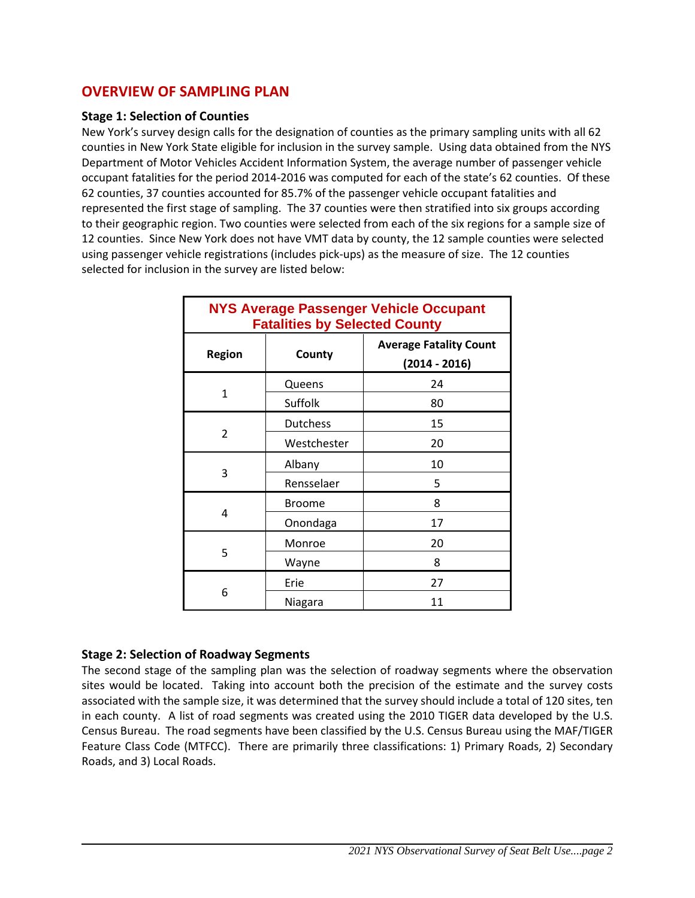## OVERVIEW OF SAMPLING PLAN

### Stage 1: Selection of Counties

New York's survey design calls for the designation of counties as the primary sampling units with all 62 counties in New York State eligible for inclusion in the survey sample. Using data obtained from the NYS Department of Motor Vehicles Accident Information System, the average number of passenger vehicle occupant fatalities for the period 2014-2016 was computed for each of the state's 62 counties. Of these 62 counties, 37 counties accounted for 85.7% of the passenger vehicle occupant fatalities and represented the first stage of sampling. The 37 counties were then stratified into six groups according to their geographic region. Two counties were selected from each of the six regions for a sample size of 12 counties. Since New York does not have VMT data by county, the 12 sample counties were selected using passenger vehicle registrations (includes pick-ups) as the measure of size. The 12 counties selected for inclusion in the survey are listed below:

**NYS Average Passenger Vehicle Occupant Fatalities by Selected County**

| Region | County | Average Fatality Count (2014 - 2016) |
|---|---|---|
| 1 | Queens | 24 |
| | Suffolk | 80 |
| 2 | Dutchess | 15 |
| | Westchester | 20 |
| 3 | Albany | 10 |
| | Rensselaer | 5 |
| 4 | Broome | 8 |
| | Onondaga | 17 |
| 5 | Monroe | 20 |
| | Wayne | 8 |
| 6 | Erie | 27 |
| | Niagara | 11 |

### Stage 2: Selection of Roadway Segments

The second stage of the sampling plan was the selection of roadway segments where the observation sites would be located. Taking into account both the precision of the estimate and the survey costs associated with the sample size, it was determined that the survey should include a total of 120 sites, ten in each county. A list of road segments was created using the 2010 TIGER data developed by the U.S. Census Bureau. The road segments have been classified by the U.S. Census Bureau using the MAF/TIGER Feature Class Code (MTFCC). There are primarily three classifications: 1) Primary Roads, 2) Secondary Roads, and 3) Local Roads.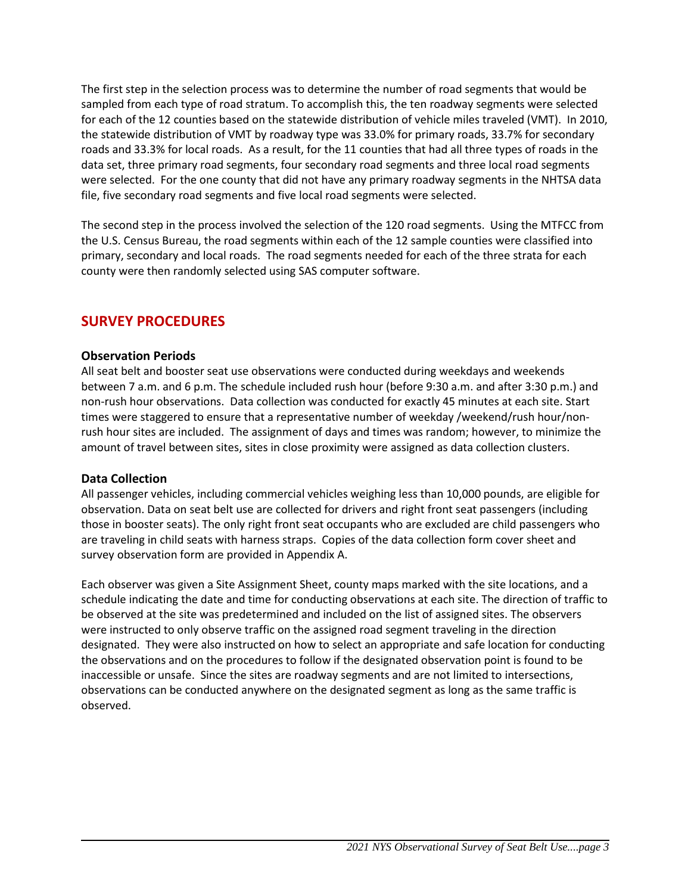The first step in the selection process was to determine the number of road segments that would be sampled from each type of road stratum. To accomplish this, the ten roadway segments were selected for each of the 12 counties based on the statewide distribution of vehicle miles traveled (VMT). In 2010, the statewide distribution of VMT by roadway type was 33.0% for primary roads, 33.7% for secondary roads and 33.3% for local roads. As a result, for the 11 counties that had all three types of roads in the data set, three primary road segments, four secondary road segments and three local road segments were selected. For the one county that did not have any primary roadway segments in the NHTSA data file, five secondary road segments and five local road segments were selected.

The second step in the process involved the selection of the 120 road segments. Using the MTFCC from the U.S. Census Bureau, the road segments within each of the 12 sample counties were classified into primary, secondary and local roads. The road segments needed for each of the three strata for each county were then randomly selected using SAS computer software.

## SURVEY PROCEDURES

### Observation Periods

All seat belt and booster seat use observations were conducted during weekdays and weekends between 7 a.m. and 6 p.m. The schedule included rush hour (before 9:30 a.m. and after 3:30 p.m.) and non-rush hour observations. Data collection was conducted for exactly 45 minutes at each site. Start times were staggered to ensure that a representative number of weekday /weekend/rush hour/non-rush hour sites are included. The assignment of days and times was random; however, to minimize the amount of travel between sites, sites in close proximity were assigned as data collection clusters.

### Data Collection

All passenger vehicles, including commercial vehicles weighing less than 10,000 pounds, are eligible for observation. Data on seat belt use are collected for drivers and right front seat passengers (including those in booster seats). The only right front seat occupants who are excluded are child passengers who are traveling in child seats with harness straps. Copies of the data collection form cover sheet and survey observation form are provided in Appendix A.

Each observer was given a Site Assignment Sheet, county maps marked with the site locations, and a schedule indicating the date and time for conducting observations at each site. The direction of traffic to be observed at the site was predetermined and included on the list of assigned sites. The observers were instructed to only observe traffic on the assigned road segment traveling in the direction designated. They were also instructed on how to select an appropriate and safe location for conducting the observations and on the procedures to follow if the designated observation point is found to be inaccessible or unsafe. Since the sites are roadway segments and are not limited to intersections, observations can be conducted anywhere on the designated segment as long as the same traffic is observed.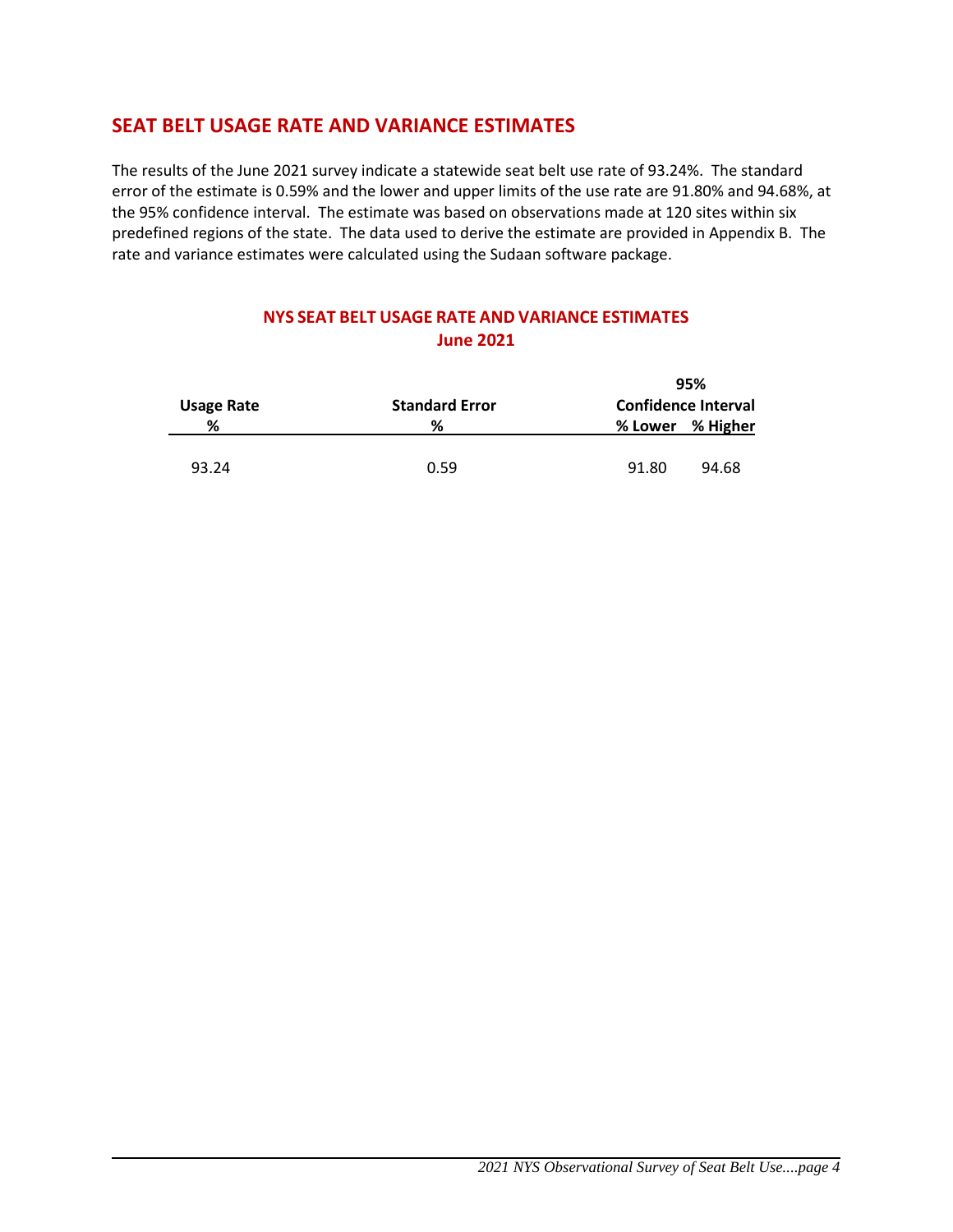## SEAT BELT USAGE RATE AND VARIANCE ESTIMATES

The results of the June 2021 survey indicate a statewide seat belt use rate of 93.24%. The standard error of the estimate is 0.59% and the lower and upper limits of the use rate are 91.80% and 94.68%, at the 95% confidence interval. The estimate was based on observations made at 120 sites within six predefined regions of the state. The data used to derive the estimate are provided in Appendix B. The rate and variance estimates were calculated using the Sudaan software package.

### NYS SEAT BELT USAGE RATE AND VARIANCE ESTIMATES
### June 2021

| Usage Rate % | Standard Error % | 95% Confidence Interval | |
|---|---|---|---|
| | | % Lower | % Higher |
| 93.24 | 0.59 | 91.80 | 94.68 |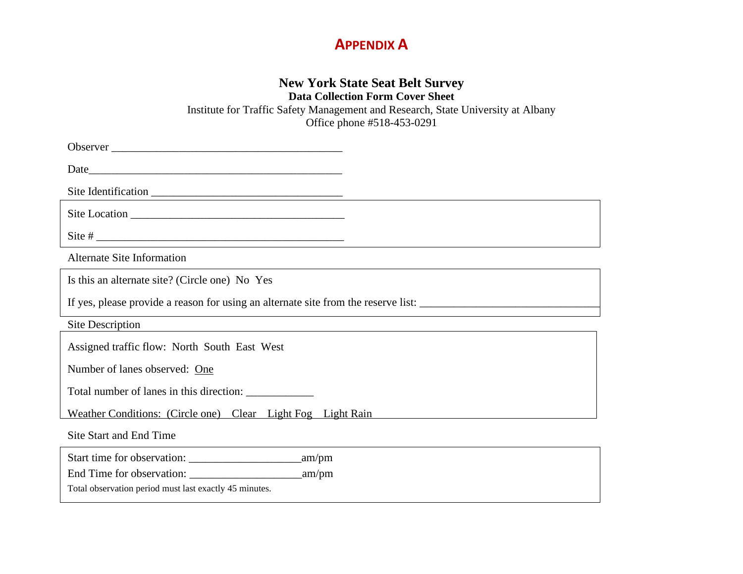# APPENDIX A

## New York State Seat Belt Survey

**Data Collection Form Cover Sheet**

Institute for Traffic Safety Management and Research, State University at Albany

Office phone #518-453-0291

Observer ________________________________________

Date____________________________________________

Site Identification _________________________________

Site Location _____________________________________

Site # ___________________________________________

Alternate Site Information

Is this an alternate site? (Circle one)  No  Yes

If yes, please provide a reason for using an alternate site from the reserve list: _______________________________

Site Description

Assigned traffic flow:  North  South  East  West

Number of lanes observed:  One

Total number of lanes in this direction: ____________

Weather Conditions:  (Circle one)    Clear    Light Fog    Light Rain

Site Start and End Time

Start time for observation: ____________________am/pm

End Time for observation: ____________________am/pm

Total observation period must last exactly 45 minutes.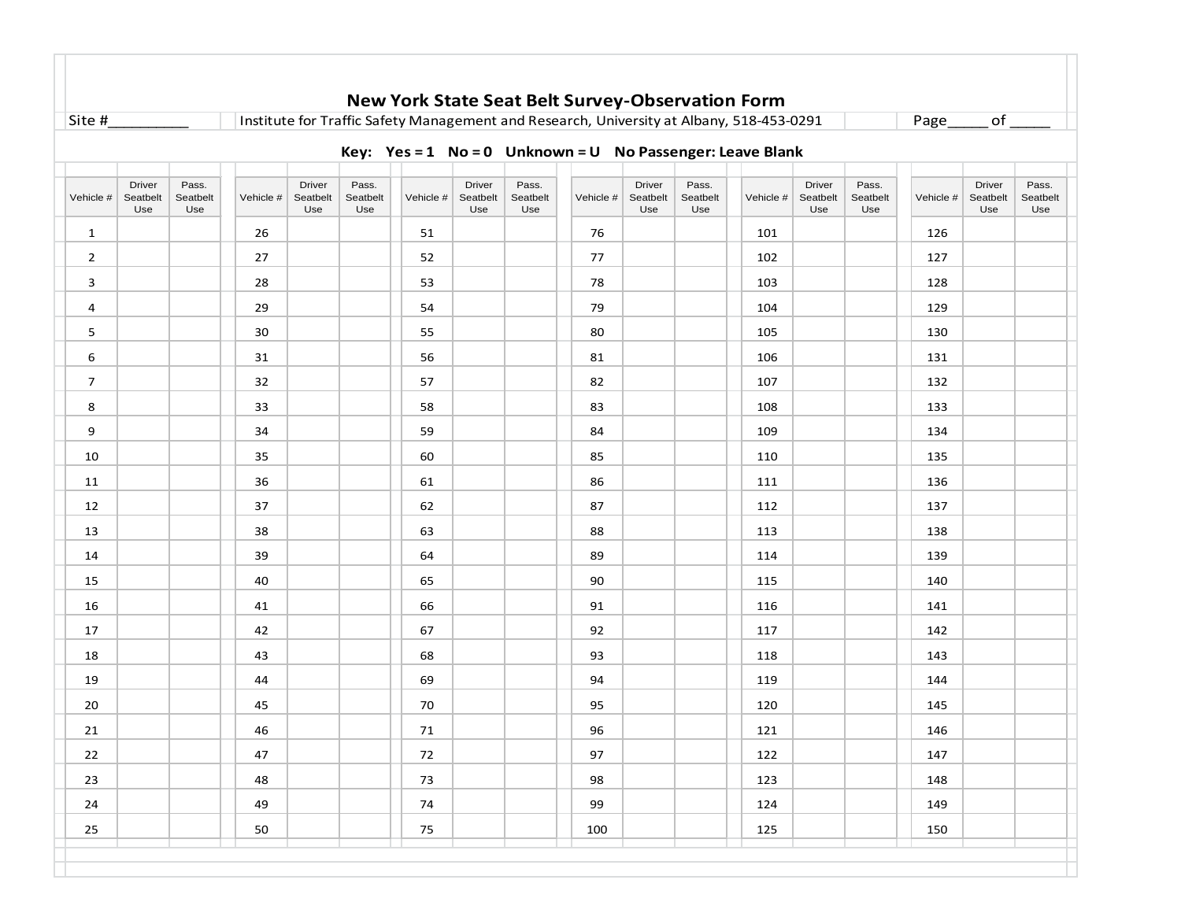## New York State Seat Belt Survey-Observation Form

Site #_________ Institute for Traffic Safety Management and Research, University at Albany, 518-453-0291 Page_____ of _____

**Key: Yes = 1 No = 0 Unknown = U No Passenger: Leave Blank**

| Vehicle # | Driver Seatbelt Use | Pass. Seatbelt Use | Vehicle # | Driver Seatbelt Use | Pass. Seatbelt Use | Vehicle # | Driver Seatbelt Use | Pass. Seatbelt Use | Vehicle # | Driver Seatbelt Use | Pass. Seatbelt Use | Vehicle # | Driver Seatbelt Use | Pass. Seatbelt Use | Vehicle # | Driver Seatbelt Use | Pass. Seatbelt Use |
|---|---|---|---|---|---|---|---|---|---|---|---|---|---|---|---|---|---|
| 1 | | | 26 | | | 51 | | | 76 | | | 101 | | | 126 | | |
| 2 | | | 27 | | | 52 | | | 77 | | | 102 | | | 127 | | |
| 3 | | | 28 | | | 53 | | | 78 | | | 103 | | | 128 | | |
| 4 | | | 29 | | | 54 | | | 79 | | | 104 | | | 129 | | |
| 5 | | | 30 | | | 55 | | | 80 | | | 105 | | | 130 | | |
| 6 | | | 31 | | | 56 | | | 81 | | | 106 | | | 131 | | |
| 7 | | | 32 | | | 57 | | | 82 | | | 107 | | | 132 | | |
| 8 | | | 33 | | | 58 | | | 83 | | | 108 | | | 133 | | |
| 9 | | | 34 | | | 59 | | | 84 | | | 109 | | | 134 | | |
| 10 | | | 35 | | | 60 | | | 85 | | | 110 | | | 135 | | |
| 11 | | | 36 | | | 61 | | | 86 | | | 111 | | | 136 | | |
| 12 | | | 37 | | | 62 | | | 87 | | | 112 | | | 137 | | |
| 13 | | | 38 | | | 63 | | | 88 | | | 113 | | | 138 | | |
| 14 | | | 39 | | | 64 | | | 89 | | | 114 | | | 139 | | |
| 15 | | | 40 | | | 65 | | | 90 | | | 115 | | | 140 | | |
| 16 | | | 41 | | | 66 | | | 91 | | | 116 | | | 141 | | |
| 17 | | | 42 | | | 67 | | | 92 | | | 117 | | | 142 | | |
| 18 | | | 43 | | | 68 | | | 93 | | | 118 | | | 143 | | |
| 19 | | | 44 | | | 69 | | | 94 | | | 119 | | | 144 | | |
| 20 | | | 45 | | | 70 | | | 95 | | | 120 | | | 145 | | |
| 21 | | | 46 | | | 71 | | | 96 | | | 121 | | | 146 | | |
| 22 | | | 47 | | | 72 | | | 97 | | | 122 | | | 147 | | |
| 23 | | | 48 | | | 73 | | | 98 | | | 123 | | | 148 | | |
| 24 | | | 49 | | | 74 | | | 99 | | | 124 | | | 149 | | |
| 25 | | | 50 | | | 75 | | | 100 | | | 125 | | | 150 | | |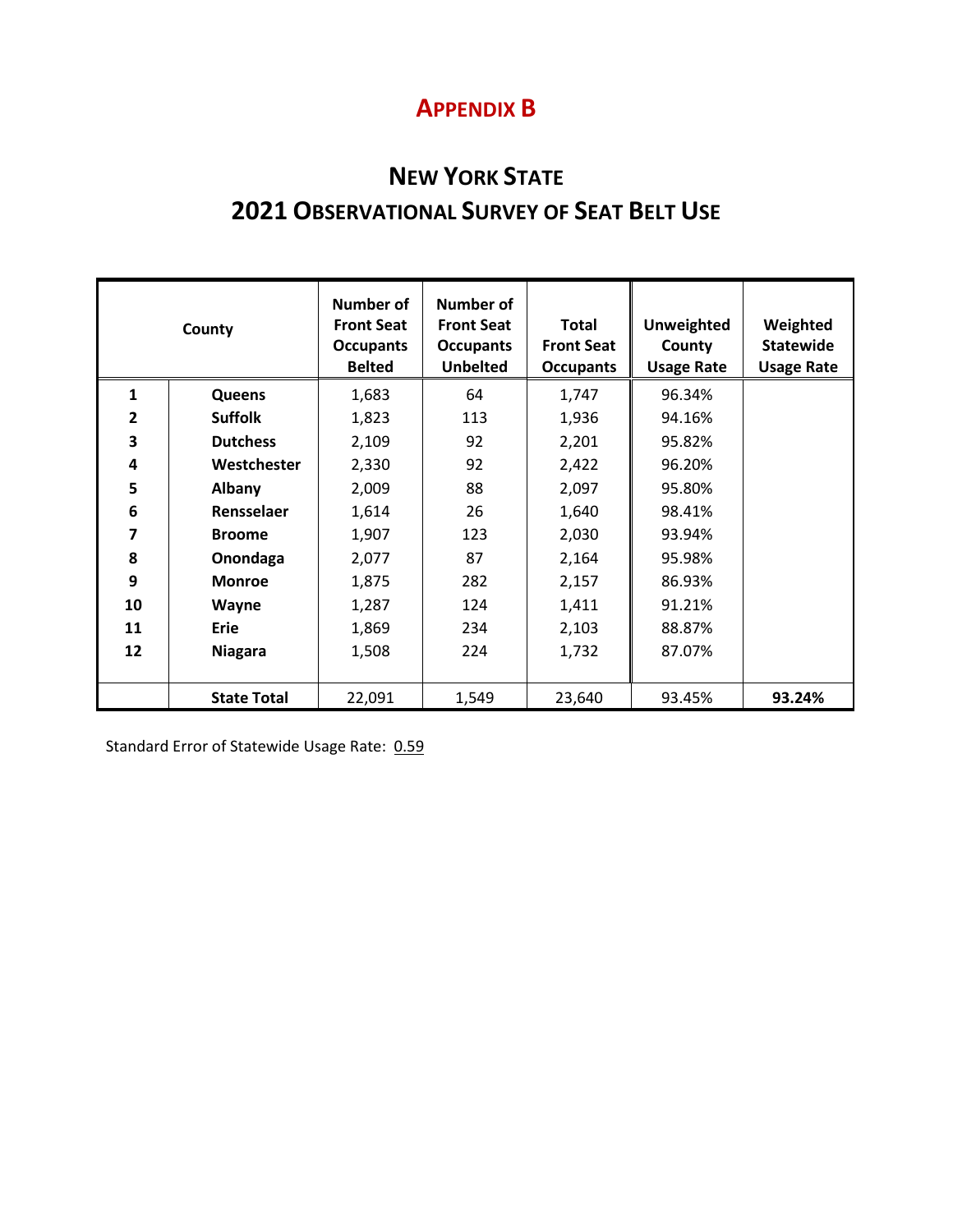# Appendix B

## New York State
## 2021 Observational Survey of Seat Belt Use

| | County | Number of Front Seat Occupants Belted | Number of Front Seat Occupants Unbelted | Total Front Seat Occupants | Unweighted County Usage Rate | Weighted Statewide Usage Rate |
|---|---|---|---|---|---|---|
| **1** | **Queens** | 1,683 | 64 | 1,747 | 96.34% | |
| **2** | **Suffolk** | 1,823 | 113 | 1,936 | 94.16% | |
| **3** | **Dutchess** | 2,109 | 92 | 2,201 | 95.82% | |
| **4** | **Westchester** | 2,330 | 92 | 2,422 | 96.20% | |
| **5** | **Albany** | 2,009 | 88 | 2,097 | 95.80% | |
| **6** | **Rensselaer** | 1,614 | 26 | 1,640 | 98.41% | |
| **7** | **Broome** | 1,907 | 123 | 2,030 | 93.94% | |
| **8** | **Onondaga** | 2,077 | 87 | 2,164 | 95.98% | |
| **9** | **Monroe** | 1,875 | 282 | 2,157 | 86.93% | |
| **10** | **Wayne** | 1,287 | 124 | 1,411 | 91.21% | |
| **11** | **Erie** | 1,869 | 234 | 2,103 | 88.87% | |
| **12** | **Niagara** | 1,508 | 224 | 1,732 | 87.07% | |
| | **State Total** | 22,091 | 1,549 | 23,640 | 93.45% | **93.24%** |

Standard Error of Statewide Usage Rate: 0.59